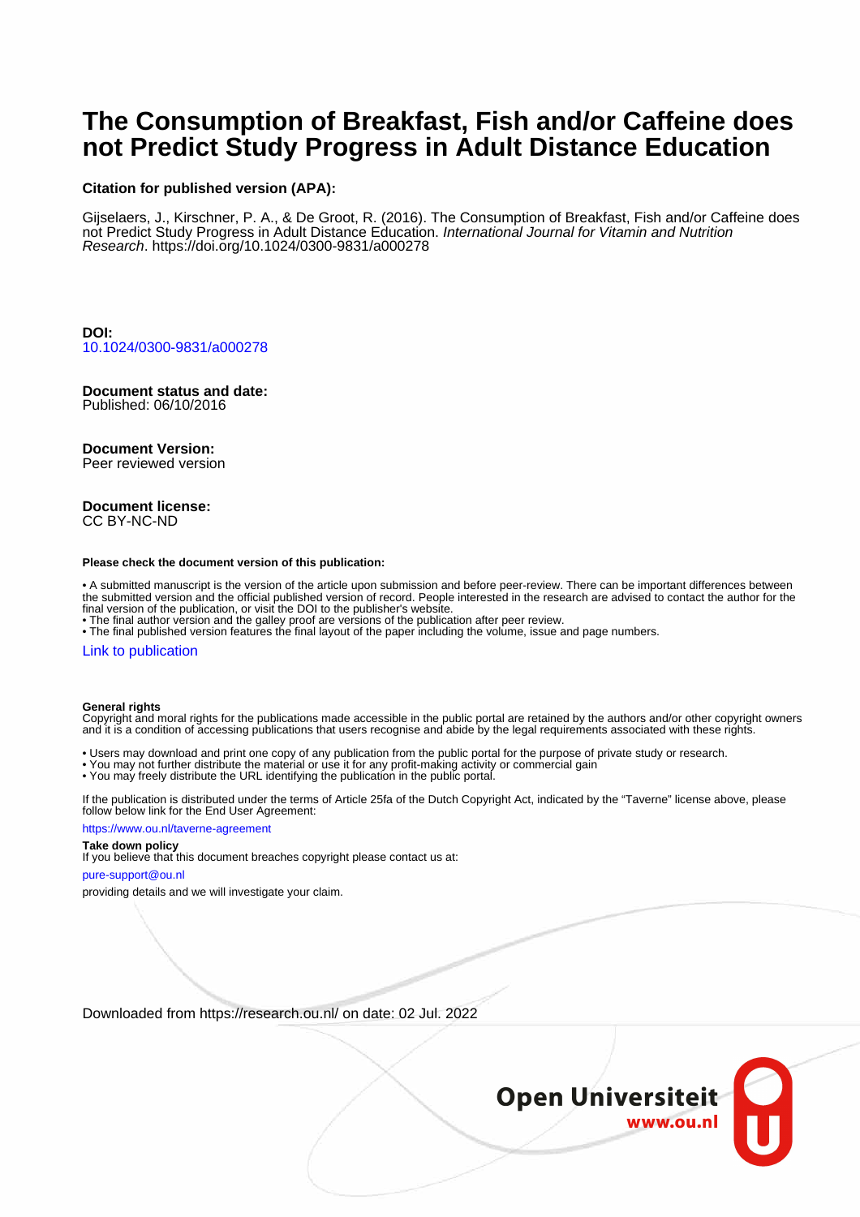# The Consumption of Breakfast, Fish and/or Caffeine does not Predict Study Progress in Adult Distance Education

**Citation for published version (APA):**

Gijselaers, J., Kirschner, P. A., & De Groot, R. (2016). The Consumption of Breakfast, Fish and/or Caffeine does not Predict Study Progress in Adult Distance Education. *International Journal for Vitamin and Nutrition Research*. https://doi.org/10.1024/0300-9831/a000278

**DOI:**
10.1024/0300-9831/a000278

**Document status and date:**
Published: 06/10/2016

**Document Version:**
Peer reviewed version

**Document license:**
CC BY-NC-ND

**Please check the document version of this publication:**

- A submitted manuscript is the version of the article upon submission and before peer-review. There can be important differences between the submitted version and the official published version of record. People interested in the research are advised to contact the author for the final version of the publication, or visit the DOI to the publisher's website.
- The final author version and the galley proof are versions of the publication after peer review.
- The final published version features the final layout of the paper including the volume, issue and page numbers.

Link to publication

**General rights**
Copyright and moral rights for the publications made accessible in the public portal are retained by the authors and/or other copyright owners and it is a condition of accessing publications that users recognise and abide by the legal requirements associated with these rights.

- Users may download and print one copy of any publication from the public portal for the purpose of private study or research.
- You may not further distribute the material or use it for any profit-making activity or commercial gain
- You may freely distribute the URL identifying the publication in the public portal.

If the publication is distributed under the terms of Article 25fa of the Dutch Copyright Act, indicated by the "Taverne" license above, please follow below link for the End User Agreement:

https://www.ou.nl/taverne-agreement

**Take down policy**
If you believe that this document breaches copyright please contact us at:

pure-support@ou.nl

providing details and we will investigate your claim.

Downloaded from https://research.ou.nl/ on date: 02 Jul. 2022

Open Universiteit
www.ou.nl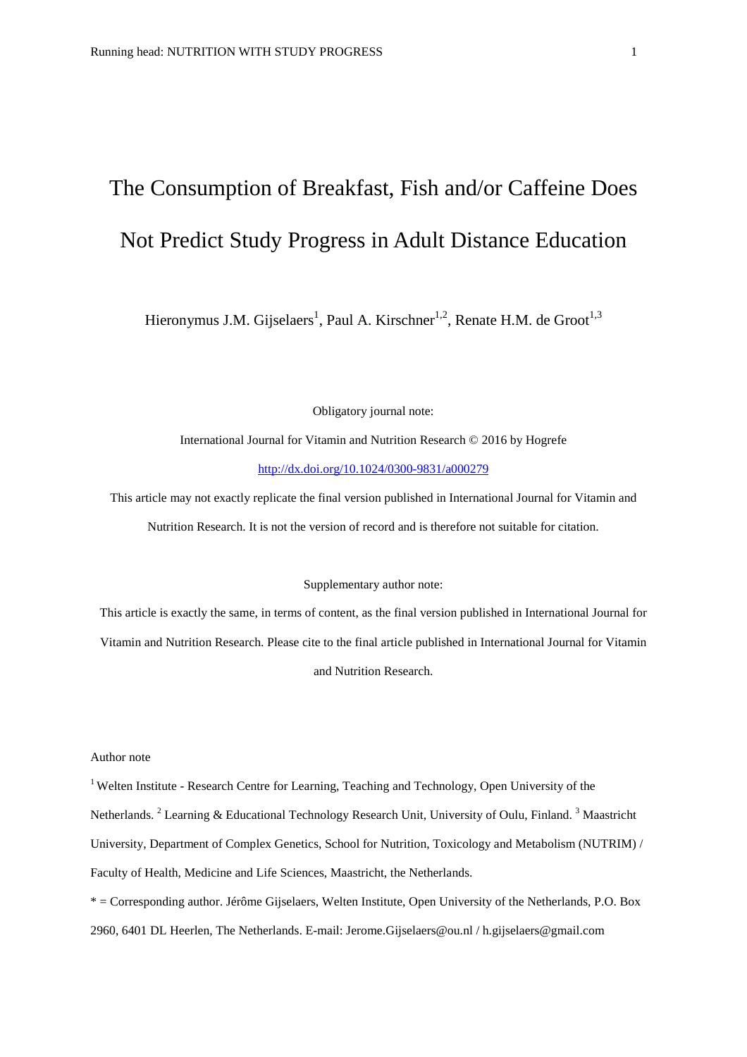# The Consumption of Breakfast, Fish and/or Caffeine Does Not Predict Study Progress in Adult Distance Education

Hieronymus J.M. Gijselaers[1], Paul A. Kirschner[1,2], Renate H.M. de Groot[1,3]

Obligatory journal note:

International Journal for Vitamin and Nutrition Research © 2016 by Hogrefe

http://dx.doi.org/10.1024/0300-9831/a000279

This article may not exactly replicate the final version published in International Journal for Vitamin and Nutrition Research. It is not the version of record and is therefore not suitable for citation.

Supplementary author note:

This article is exactly the same, in terms of content, as the final version published in International Journal for Vitamin and Nutrition Research. Please cite to the final article published in International Journal for Vitamin and Nutrition Research.

Author note

[1] Welten Institute - Research Centre for Learning, Teaching and Technology, Open University of the Netherlands. [2] Learning & Educational Technology Research Unit, University of Oulu, Finland. [3] Maastricht University, Department of Complex Genetics, School for Nutrition, Toxicology and Metabolism (NUTRIM) / Faculty of Health, Medicine and Life Sciences, Maastricht, the Netherlands.

* = Corresponding author. Jérôme Gijselaers, Welten Institute, Open University of the Netherlands, P.O. Box 2960, 6401 DL Heerlen, The Netherlands. E-mail: Jerome.Gijselaers@ou.nl / h.gijselaers@gmail.com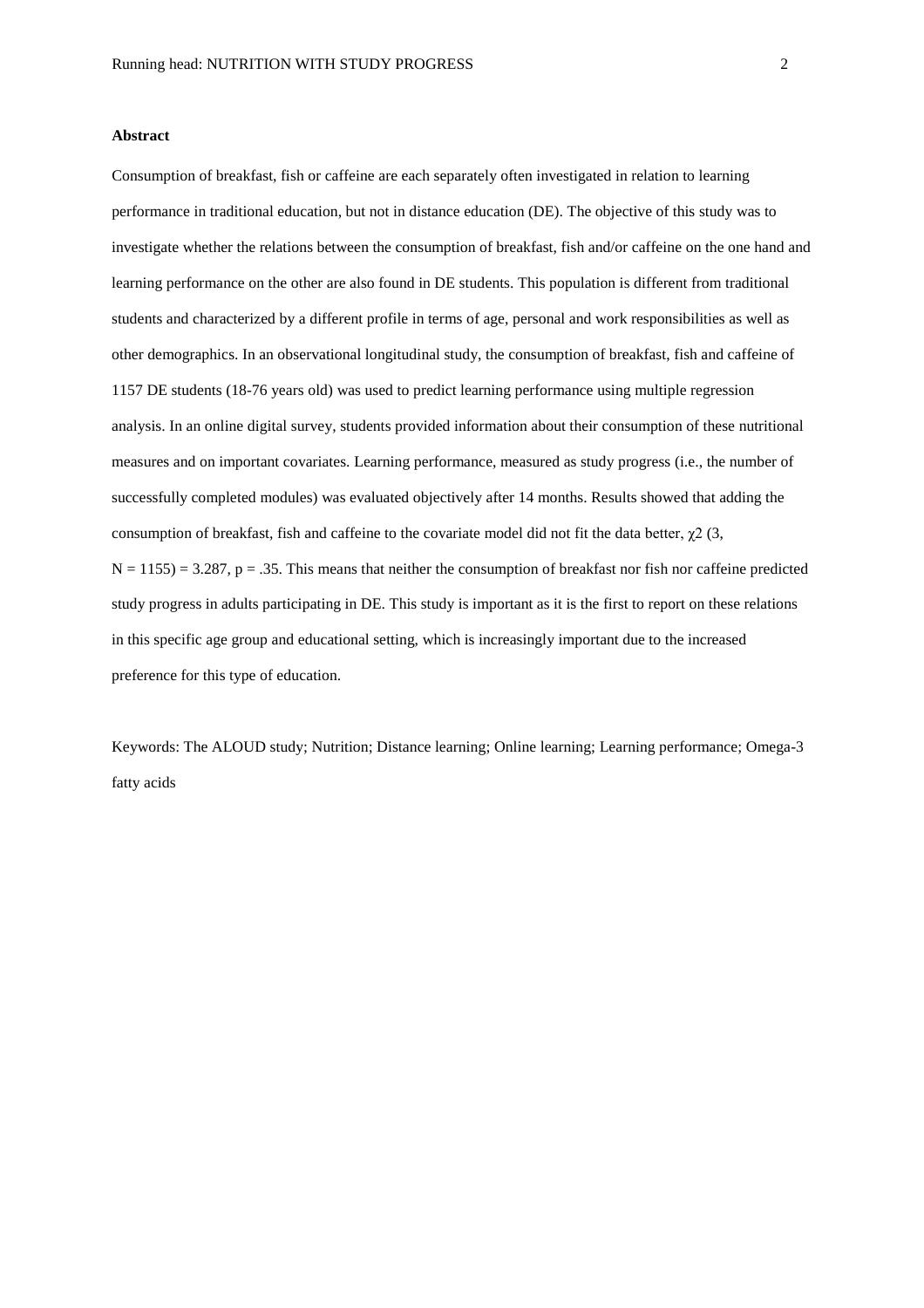**Abstract**

Consumption of breakfast, fish or caffeine are each separately often investigated in relation to learning performance in traditional education, but not in distance education (DE). The objective of this study was to investigate whether the relations between the consumption of breakfast, fish and/or caffeine on the one hand and learning performance on the other are also found in DE students. This population is different from traditional students and characterized by a different profile in terms of age, personal and work responsibilities as well as other demographics. In an observational longitudinal study, the consumption of breakfast, fish and caffeine of 1157 DE students (18-76 years old) was used to predict learning performance using multiple regression analysis. In an online digital survey, students provided information about their consumption of these nutritional measures and on important covariates. Learning performance, measured as study progress (i.e., the number of successfully completed modules) was evaluated objectively after 14 months. Results showed that adding the consumption of breakfast, fish and caffeine to the covariate model did not fit the data better, $\chi^2$ (3, $N = 1155$) = 3.287, $p = .35$. This means that neither the consumption of breakfast nor fish nor caffeine predicted study progress in adults participating in DE. This study is important as it is the first to report on these relations in this specific age group and educational setting, which is increasingly important due to the increased preference for this type of education.

Keywords: The ALOUD study; Nutrition; Distance learning; Online learning; Learning performance; Omega-3 fatty acids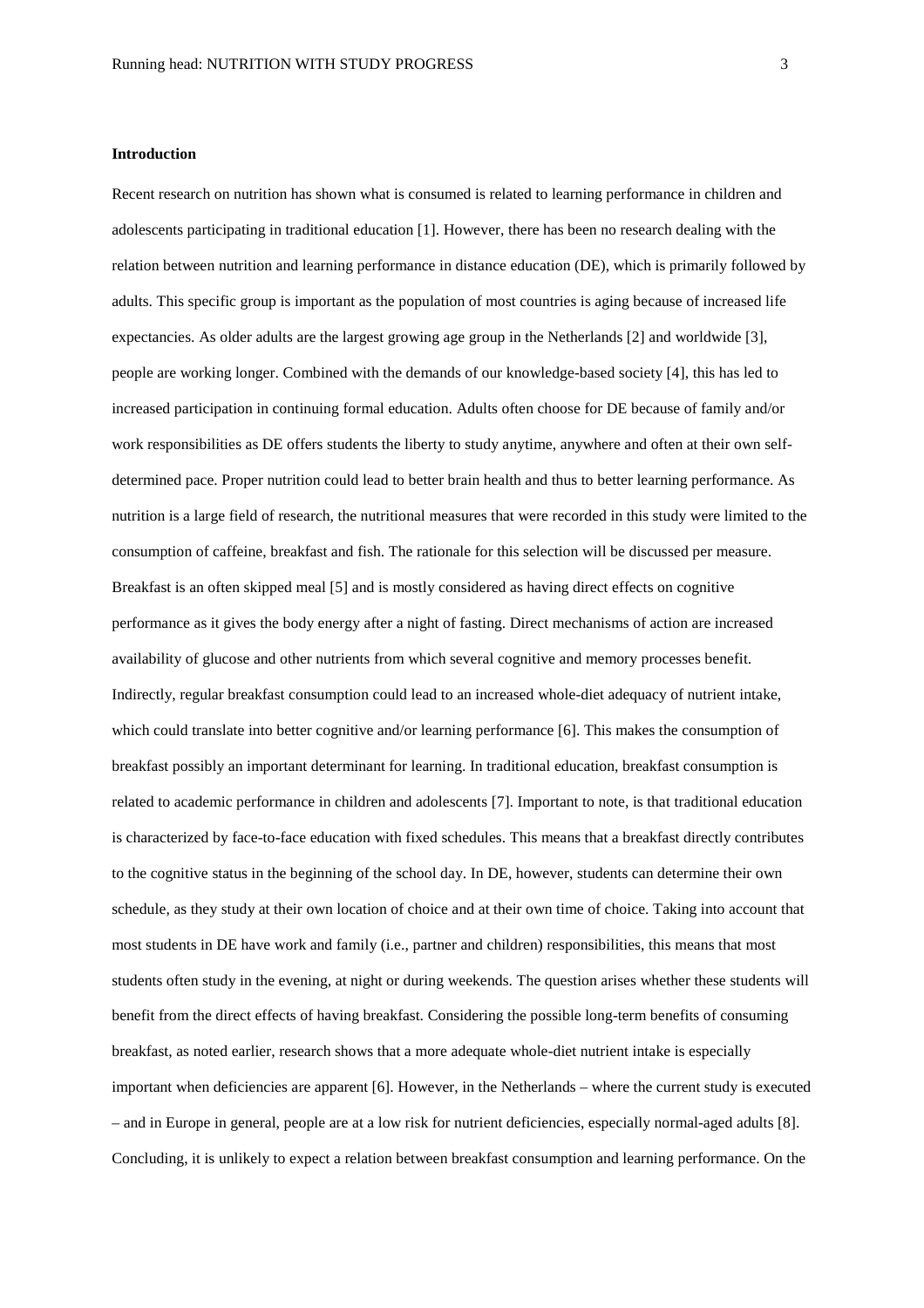**Introduction**

Recent research on nutrition has shown what is consumed is related to learning performance in children and adolescents participating in traditional education [1]. However, there has been no research dealing with the relation between nutrition and learning performance in distance education (DE), which is primarily followed by adults. This specific group is important as the population of most countries is aging because of increased life expectancies. As older adults are the largest growing age group in the Netherlands [2] and worldwide [3], people are working longer. Combined with the demands of our knowledge-based society [4], this has led to increased participation in continuing formal education. Adults often choose for DE because of family and/or work responsibilities as DE offers students the liberty to study anytime, anywhere and often at their own self-determined pace. Proper nutrition could lead to better brain health and thus to better learning performance. As nutrition is a large field of research, the nutritional measures that were recorded in this study were limited to the consumption of caffeine, breakfast and fish. The rationale for this selection will be discussed per measure. Breakfast is an often skipped meal [5] and is mostly considered as having direct effects on cognitive performance as it gives the body energy after a night of fasting. Direct mechanisms of action are increased availability of glucose and other nutrients from which several cognitive and memory processes benefit. Indirectly, regular breakfast consumption could lead to an increased whole-diet adequacy of nutrient intake, which could translate into better cognitive and/or learning performance [6]. This makes the consumption of breakfast possibly an important determinant for learning. In traditional education, breakfast consumption is related to academic performance in children and adolescents [7]. Important to note, is that traditional education is characterized by face-to-face education with fixed schedules. This means that a breakfast directly contributes to the cognitive status in the beginning of the school day. In DE, however, students can determine their own schedule, as they study at their own location of choice and at their own time of choice. Taking into account that most students in DE have work and family (i.e., partner and children) responsibilities, this means that most students often study in the evening, at night or during weekends. The question arises whether these students will benefit from the direct effects of having breakfast. Considering the possible long-term benefits of consuming breakfast, as noted earlier, research shows that a more adequate whole-diet nutrient intake is especially important when deficiencies are apparent [6]. However, in the Netherlands – where the current study is executed – and in Europe in general, people are at a low risk for nutrient deficiencies, especially normal-aged adults [8]. Concluding, it is unlikely to expect a relation between breakfast consumption and learning performance. On the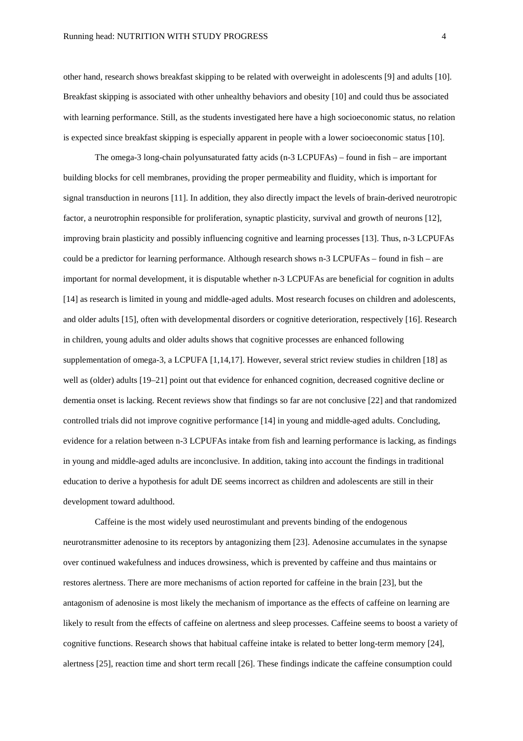other hand, research shows breakfast skipping to be related with overweight in adolescents [9] and adults [10]. Breakfast skipping is associated with other unhealthy behaviors and obesity [10] and could thus be associated with learning performance. Still, as the students investigated here have a high socioeconomic status, no relation is expected since breakfast skipping is especially apparent in people with a lower socioeconomic status [10].

The omega-3 long-chain polyunsaturated fatty acids (n-3 LCPUFAs) – found in fish – are important building blocks for cell membranes, providing the proper permeability and fluidity, which is important for signal transduction in neurons [11]. In addition, they also directly impact the levels of brain-derived neurotropic factor, a neurotrophin responsible for proliferation, synaptic plasticity, survival and growth of neurons [12], improving brain plasticity and possibly influencing cognitive and learning processes [13]. Thus, n-3 LCPUFAs could be a predictor for learning performance. Although research shows n-3 LCPUFAs – found in fish – are important for normal development, it is disputable whether n-3 LCPUFAs are beneficial for cognition in adults [14] as research is limited in young and middle-aged adults. Most research focuses on children and adolescents, and older adults [15], often with developmental disorders or cognitive deterioration, respectively [16]. Research in children, young adults and older adults shows that cognitive processes are enhanced following supplementation of omega-3, a LCPUFA [1,14,17]. However, several strict review studies in children [18] as well as (older) adults [19–21] point out that evidence for enhanced cognition, decreased cognitive decline or dementia onset is lacking. Recent reviews show that findings so far are not conclusive [22] and that randomized controlled trials did not improve cognitive performance [14] in young and middle-aged adults. Concluding, evidence for a relation between n-3 LCPUFAs intake from fish and learning performance is lacking, as findings in young and middle-aged adults are inconclusive. In addition, taking into account the findings in traditional education to derive a hypothesis for adult DE seems incorrect as children and adolescents are still in their development toward adulthood.

Caffeine is the most widely used neurostimulant and prevents binding of the endogenous neurotransmitter adenosine to its receptors by antagonizing them [23]. Adenosine accumulates in the synapse over continued wakefulness and induces drowsiness, which is prevented by caffeine and thus maintains or restores alertness. There are more mechanisms of action reported for caffeine in the brain [23], but the antagonism of adenosine is most likely the mechanism of importance as the effects of caffeine on learning are likely to result from the effects of caffeine on alertness and sleep processes. Caffeine seems to boost a variety of cognitive functions. Research shows that habitual caffeine intake is related to better long-term memory [24], alertness [25], reaction time and short term recall [26]. These findings indicate the caffeine consumption could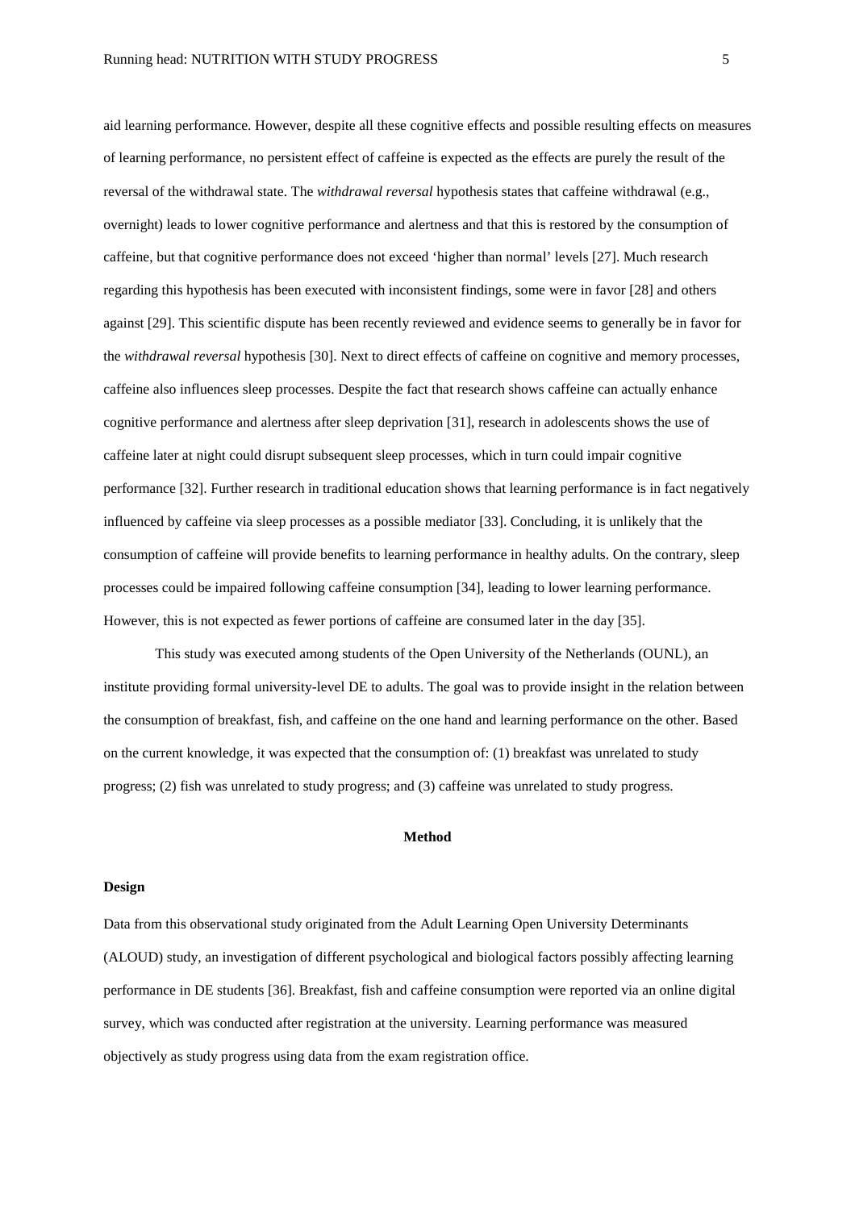aid learning performance. However, despite all these cognitive effects and possible resulting effects on measures of learning performance, no persistent effect of caffeine is expected as the effects are purely the result of the reversal of the withdrawal state. The *withdrawal reversal* hypothesis states that caffeine withdrawal (e.g., overnight) leads to lower cognitive performance and alertness and that this is restored by the consumption of caffeine, but that cognitive performance does not exceed 'higher than normal' levels [27]. Much research regarding this hypothesis has been executed with inconsistent findings, some were in favor [28] and others against [29]. This scientific dispute has been recently reviewed and evidence seems to generally be in favor for the *withdrawal reversal* hypothesis [30]. Next to direct effects of caffeine on cognitive and memory processes, caffeine also influences sleep processes. Despite the fact that research shows caffeine can actually enhance cognitive performance and alertness after sleep deprivation [31], research in adolescents shows the use of caffeine later at night could disrupt subsequent sleep processes, which in turn could impair cognitive performance [32]. Further research in traditional education shows that learning performance is in fact negatively influenced by caffeine via sleep processes as a possible mediator [33]. Concluding, it is unlikely that the consumption of caffeine will provide benefits to learning performance in healthy adults. On the contrary, sleep processes could be impaired following caffeine consumption [34], leading to lower learning performance. However, this is not expected as fewer portions of caffeine are consumed later in the day [35].

This study was executed among students of the Open University of the Netherlands (OUNL), an institute providing formal university-level DE to adults. The goal was to provide insight in the relation between the consumption of breakfast, fish, and caffeine on the one hand and learning performance on the other. Based on the current knowledge, it was expected that the consumption of: (1) breakfast was unrelated to study progress; (2) fish was unrelated to study progress; and (3) caffeine was unrelated to study progress.

## Method

### Design

Data from this observational study originated from the Adult Learning Open University Determinants (ALOUD) study, an investigation of different psychological and biological factors possibly affecting learning performance in DE students [36]. Breakfast, fish and caffeine consumption were reported via an online digital survey, which was conducted after registration at the university. Learning performance was measured objectively as study progress using data from the exam registration office.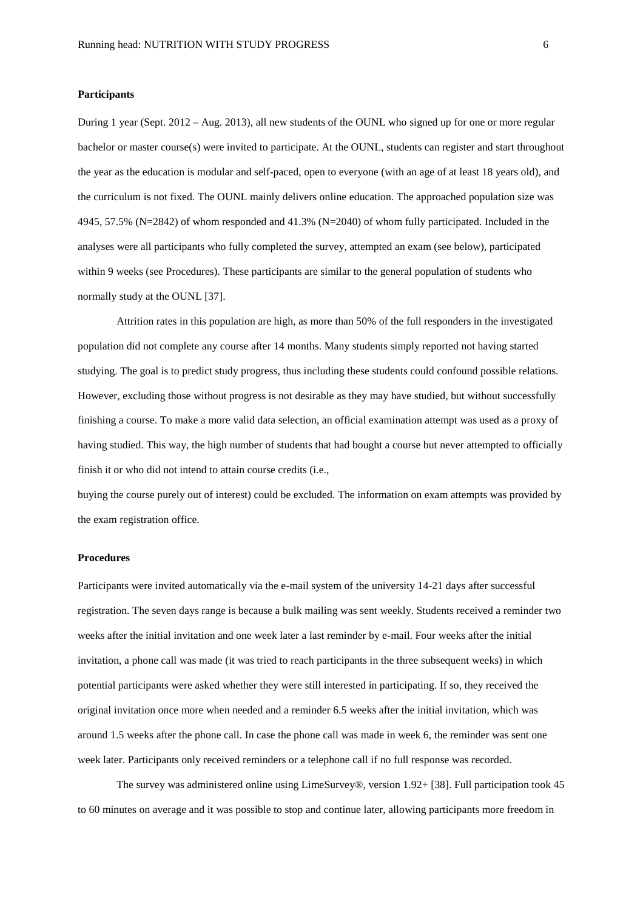**Participants**

During 1 year (Sept. 2012 – Aug. 2013), all new students of the OUNL who signed up for one or more regular bachelor or master course(s) were invited to participate. At the OUNL, students can register and start throughout the year as the education is modular and self-paced, open to everyone (with an age of at least 18 years old), and the curriculum is not fixed. The OUNL mainly delivers online education. The approached population size was 4945, 57.5% (N=2842) of whom responded and 41.3% (N=2040) of whom fully participated. Included in the analyses were all participants who fully completed the survey, attempted an exam (see below), participated within 9 weeks (see Procedures). These participants are similar to the general population of students who normally study at the OUNL [37].

Attrition rates in this population are high, as more than 50% of the full responders in the investigated population did not complete any course after 14 months. Many students simply reported not having started studying. The goal is to predict study progress, thus including these students could confound possible relations. However, excluding those without progress is not desirable as they may have studied, but without successfully finishing a course. To make a more valid data selection, an official examination attempt was used as a proxy of having studied. This way, the high number of students that had bought a course but never attempted to officially finish it or who did not intend to attain course credits (i.e., buying the course purely out of interest) could be excluded. The information on exam attempts was provided by the exam registration office.

**Procedures**

Participants were invited automatically via the e-mail system of the university 14-21 days after successful registration. The seven days range is because a bulk mailing was sent weekly. Students received a reminder two weeks after the initial invitation and one week later a last reminder by e-mail. Four weeks after the initial invitation, a phone call was made (it was tried to reach participants in the three subsequent weeks) in which potential participants were asked whether they were still interested in participating. If so, they received the original invitation once more when needed and a reminder 6.5 weeks after the initial invitation, which was around 1.5 weeks after the phone call. In case the phone call was made in week 6, the reminder was sent one week later. Participants only received reminders or a telephone call if no full response was recorded.

The survey was administered online using LimeSurvey®, version 1.92+ [38]. Full participation took 45 to 60 minutes on average and it was possible to stop and continue later, allowing participants more freedom in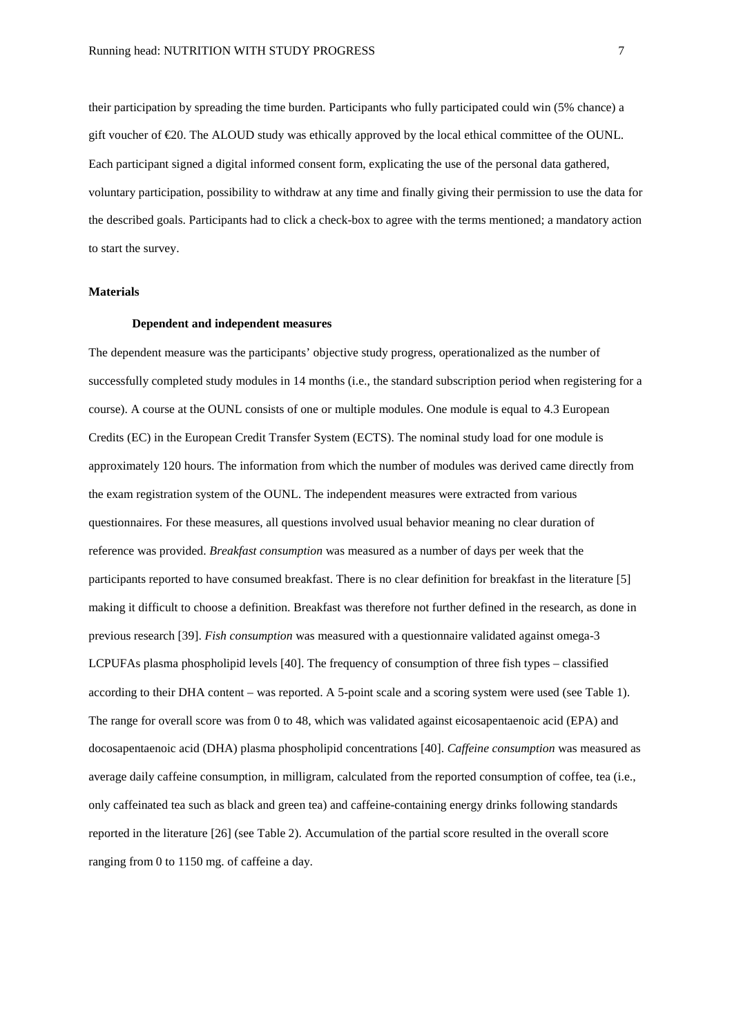their participation by spreading the time burden. Participants who fully participated could win (5% chance) a gift voucher of €20. The ALOUD study was ethically approved by the local ethical committee of the OUNL. Each participant signed a digital informed consent form, explicating the use of the personal data gathered, voluntary participation, possibility to withdraw at any time and finally giving their permission to use the data for the described goals. Participants had to click a check-box to agree with the terms mentioned; a mandatory action to start the survey.

## Materials

### Dependent and independent measures

The dependent measure was the participants' objective study progress, operationalized as the number of successfully completed study modules in 14 months (i.e., the standard subscription period when registering for a course). A course at the OUNL consists of one or multiple modules. One module is equal to 4.3 European Credits (EC) in the European Credit Transfer System (ECTS). The nominal study load for one module is approximately 120 hours. The information from which the number of modules was derived came directly from the exam registration system of the OUNL. The independent measures were extracted from various questionnaires. For these measures, all questions involved usual behavior meaning no clear duration of reference was provided. *Breakfast consumption* was measured as a number of days per week that the participants reported to have consumed breakfast. There is no clear definition for breakfast in the literature [5] making it difficult to choose a definition. Breakfast was therefore not further defined in the research, as done in previous research [39]. *Fish consumption* was measured with a questionnaire validated against omega-3 LCPUFAs plasma phospholipid levels [40]. The frequency of consumption of three fish types – classified according to their DHA content – was reported. A 5-point scale and a scoring system were used (see Table 1). The range for overall score was from 0 to 48, which was validated against eicosapentaenoic acid (EPA) and docosapentaenoic acid (DHA) plasma phospholipid concentrations [40]. *Caffeine consumption* was measured as average daily caffeine consumption, in milligram, calculated from the reported consumption of coffee, tea (i.e., only caffeinated tea such as black and green tea) and caffeine-containing energy drinks following standards reported in the literature [26] (see Table 2). Accumulation of the partial score resulted in the overall score ranging from 0 to 1150 mg. of caffeine a day.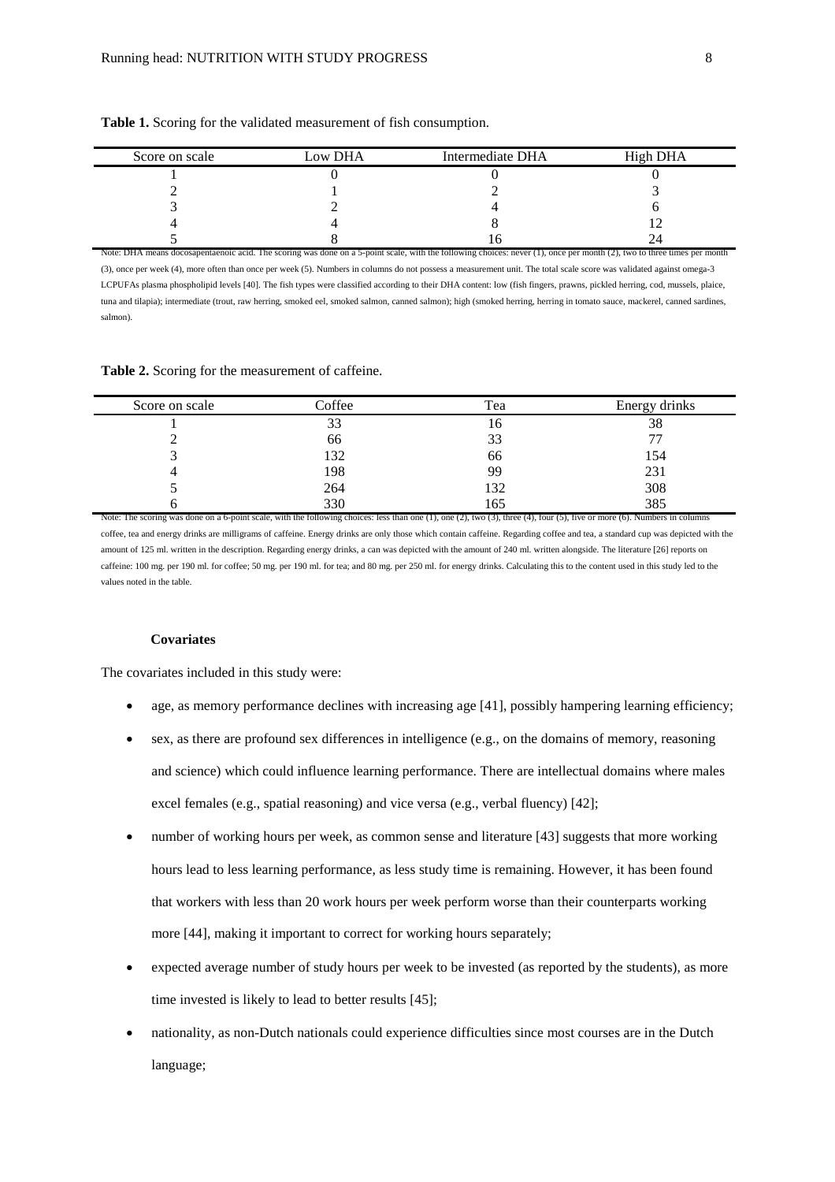**Table 1.** Scoring for the validated measurement of fish consumption.

| Score on scale | Low DHA | Intermediate DHA | High DHA |
|---|---|---|---|
| 1 | 0 | 0 | 0 |
| 2 | 1 | 2 | 3 |
| 3 | 2 | 4 | 6 |
| 4 | 4 | 8 | 12 |
| 5 | 8 | 16 | 24 |

Note: DHA means docosapentaenoic acid. The scoring was done on a 5-point scale, with the following choices: never (1), once per month (2), two to three times per month (3), once per week (4), more often than once per week (5). Numbers in columns do not possess a measurement unit. The total scale score was validated against omega-3 LCPUFAs plasma phospholipid levels [40]. The fish types were classified according to their DHA content: low (fish fingers, prawns, pickled herring, cod, mussels, plaice, tuna and tilapia); intermediate (trout, raw herring, smoked eel, smoked salmon, canned salmon); high (smoked herring, herring in tomato sauce, mackerel, canned sardines, salmon).

**Table 2.** Scoring for the measurement of caffeine.

| Score on scale | Coffee | Tea | Energy drinks |
|---|---|---|---|
| 1 | 33 | 16 | 38 |
| 2 | 66 | 33 | 77 |
| 3 | 132 | 66 | 154 |
| 4 | 198 | 99 | 231 |
| 5 | 264 | 132 | 308 |
| 6 | 330 | 165 | 385 |

Note: The scoring was done on a 6-point scale, with the following choices: less than one (1), one (2), two (3), three (4), four (5), five or more (6). Numbers in columns coffee, tea and energy drinks are milligrams of caffeine. Energy drinks are only those which contain caffeine. Regarding coffee and tea, a standard cup was depicted with the amount of 125 ml. written in the description. Regarding energy drinks, a can was depicted with the amount of 240 ml. written alongside. The literature [26] reports on caffeine: 100 mg. per 190 ml. for coffee; 50 mg. per 190 ml. for tea; and 80 mg. per 250 ml. for energy drinks. Calculating this to the content used in this study led to the values noted in the table.

**Covariates**

The covariates included in this study were:

- age, as memory performance declines with increasing age [41], possibly hampering learning efficiency;
- sex, as there are profound sex differences in intelligence (e.g., on the domains of memory, reasoning and science) which could influence learning performance. There are intellectual domains where males excel females (e.g., spatial reasoning) and vice versa (e.g., verbal fluency) [42];
- number of working hours per week, as common sense and literature [43] suggests that more working hours lead to less learning performance, as less study time is remaining. However, it has been found that workers with less than 20 work hours per week perform worse than their counterparts working more [44], making it important to correct for working hours separately;
- expected average number of study hours per week to be invested (as reported by the students), as more time invested is likely to lead to better results [45];
- nationality, as non-Dutch nationals could experience difficulties since most courses are in the Dutch language;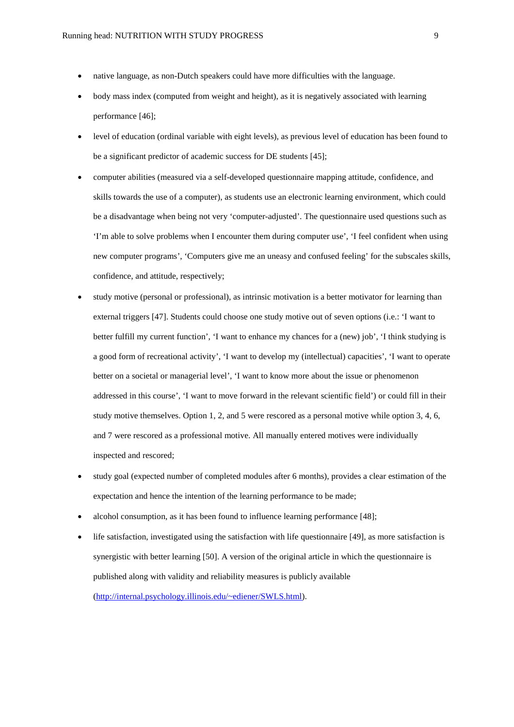- native language, as non-Dutch speakers could have more difficulties with the language.
- body mass index (computed from weight and height), as it is negatively associated with learning performance [46];
- level of education (ordinal variable with eight levels), as previous level of education has been found to be a significant predictor of academic success for DE students [45];
- computer abilities (measured via a self-developed questionnaire mapping attitude, confidence, and skills towards the use of a computer), as students use an electronic learning environment, which could be a disadvantage when being not very 'computer-adjusted'. The questionnaire used questions such as 'I'm able to solve problems when I encounter them during computer use', 'I feel confident when using new computer programs', 'Computers give me an uneasy and confused feeling' for the subscales skills, confidence, and attitude, respectively;
- study motive (personal or professional), as intrinsic motivation is a better motivator for learning than external triggers [47]. Students could choose one study motive out of seven options (i.e.: 'I want to better fulfill my current function', 'I want to enhance my chances for a (new) job', 'I think studying is a good form of recreational activity', 'I want to develop my (intellectual) capacities', 'I want to operate better on a societal or managerial level', 'I want to know more about the issue or phenomenon addressed in this course', 'I want to move forward in the relevant scientific field') or could fill in their study motive themselves. Option 1, 2, and 5 were rescored as a personal motive while option 3, 4, 6, and 7 were rescored as a professional motive. All manually entered motives were individually inspected and rescored;
- study goal (expected number of completed modules after 6 months), provides a clear estimation of the expectation and hence the intention of the learning performance to be made;
- alcohol consumption, as it has been found to influence learning performance [48];
- life satisfaction, investigated using the satisfaction with life questionnaire [49], as more satisfaction is synergistic with better learning [50]. A version of the original article in which the questionnaire is published along with validity and reliability measures is publicly available (http://internal.psychology.illinois.edu/~ediener/SWLS.html).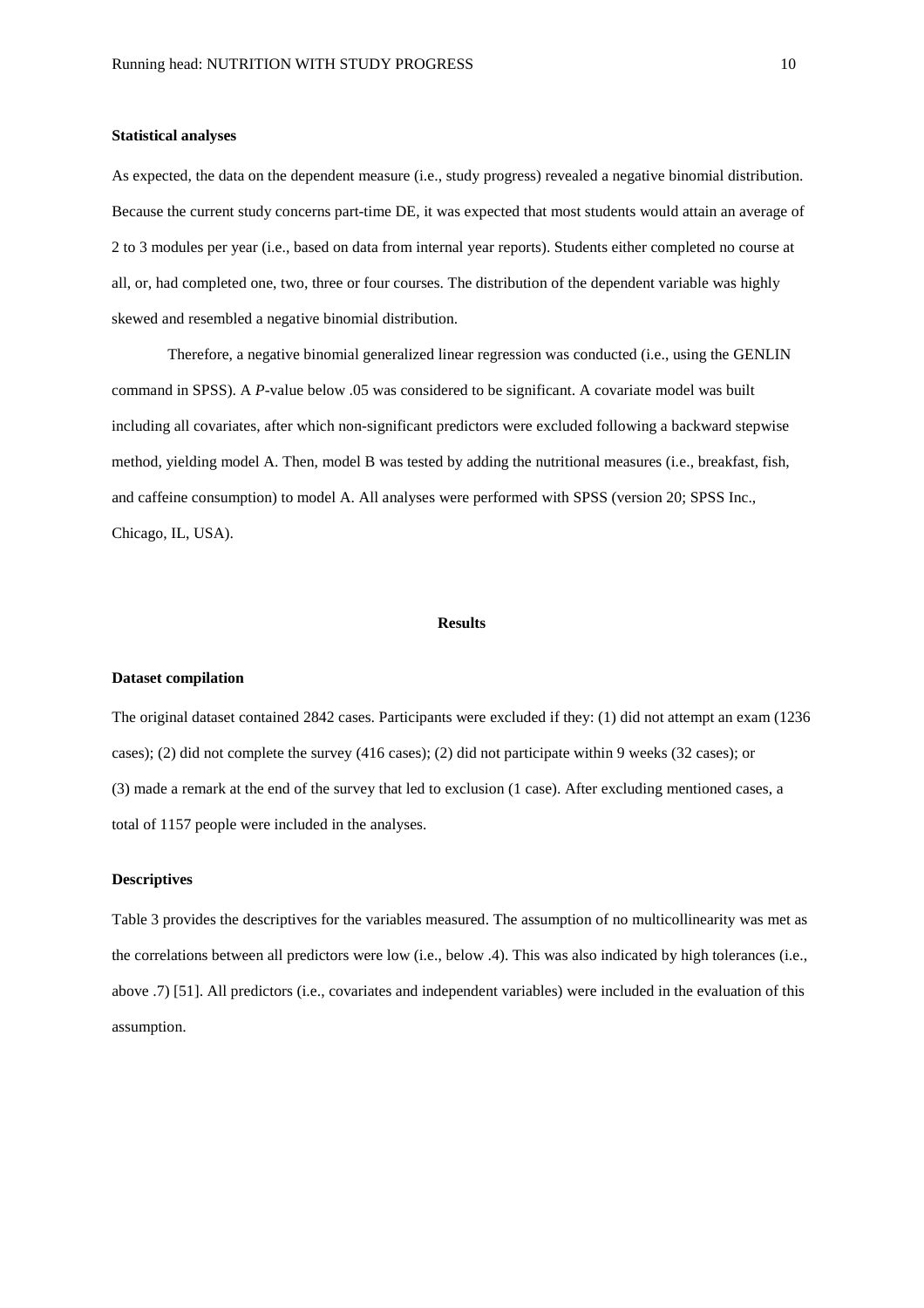**Statistical analyses**

As expected, the data on the dependent measure (i.e., study progress) revealed a negative binomial distribution. Because the current study concerns part-time DE, it was expected that most students would attain an average of 2 to 3 modules per year (i.e., based on data from internal year reports). Students either completed no course at all, or, had completed one, two, three or four courses. The distribution of the dependent variable was highly skewed and resembled a negative binomial distribution.

Therefore, a negative binomial generalized linear regression was conducted (i.e., using the GENLIN command in SPSS). A *P*-value below .05 was considered to be significant. A covariate model was built including all covariates, after which non-significant predictors were excluded following a backward stepwise method, yielding model A. Then, model B was tested by adding the nutritional measures (i.e., breakfast, fish, and caffeine consumption) to model A. All analyses were performed with SPSS (version 20; SPSS Inc., Chicago, IL, USA).

## Results

**Dataset compilation**

The original dataset contained 2842 cases. Participants were excluded if they: (1) did not attempt an exam (1236 cases); (2) did not complete the survey (416 cases); (2) did not participate within 9 weeks (32 cases); or (3) made a remark at the end of the survey that led to exclusion (1 case). After excluding mentioned cases, a total of 1157 people were included in the analyses.

**Descriptives**

Table 3 provides the descriptives for the variables measured. The assumption of no multicollinearity was met as the correlations between all predictors were low (i.e., below .4). This was also indicated by high tolerances (i.e., above .7) [51]. All predictors (i.e., covariates and independent variables) were included in the evaluation of this assumption.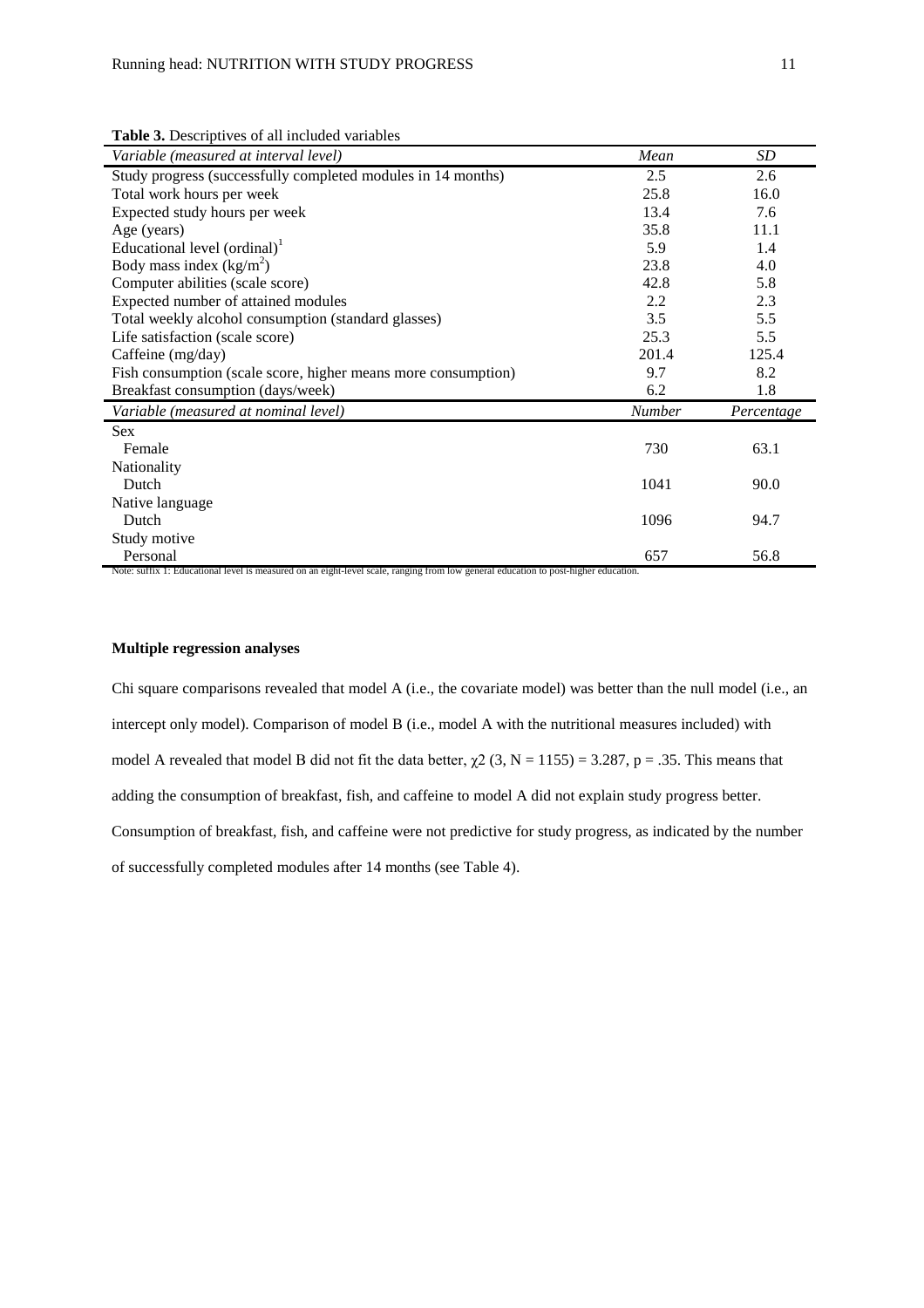**Table 3.** Descriptives of all included variables

| *Variable (measured at interval level)* | *Mean* | *SD* |
|---|---|---|
| Study progress (successfully completed modules in 14 months) | 2.5 | 2.6 |
| Total work hours per week | 25.8 | 16.0 |
| Expected study hours per week | 13.4 | 7.6 |
| Age (years) | 35.8 | 11.1 |
| Educational level (ordinal)[1] | 5.9 | 1.4 |
| Body mass index ($kg/m^2$) | 23.8 | 4.0 |
| Computer abilities (scale score) | 42.8 | 5.8 |
| Expected number of attained modules | 2.2 | 2.3 |
| Total weekly alcohol consumption (standard glasses) | 3.5 | 5.5 |
| Life satisfaction (scale score) | 25.3 | 5.5 |
| Caffeine (mg/day) | 201.4 | 125.4 |
| Fish consumption (scale score, higher means more consumption) | 9.7 | 8.2 |
| Breakfast consumption (days/week) | 6.2 | 1.8 |
| *Variable (measured at nominal level)* | *Number* | *Percentage* |
| Sex | | |
| Female | 730 | 63.1 |
| Nationality | | |
| Dutch | 1041 | 90.0 |
| Native language | | |
| Dutch | 1096 | 94.7 |
| Study motive | | |
| Personal | 657 | 56.8 |

Note: suffix 1: Educational level is measured on an eight-level scale, ranging from low general education to post-higher education.

**Multiple regression analyses**

Chi square comparisons revealed that model A (i.e., the covariate model) was better than the null model (i.e., an intercept only model). Comparison of model B (i.e., model A with the nutritional measures included) with model A revealed that model B did not fit the data better, $\chi2$ (3, N = 1155) = 3.287, p = .35. This means that adding the consumption of breakfast, fish, and caffeine to model A did not explain study progress better. Consumption of breakfast, fish, and caffeine were not predictive for study progress, as indicated by the number of successfully completed modules after 14 months (see Table 4).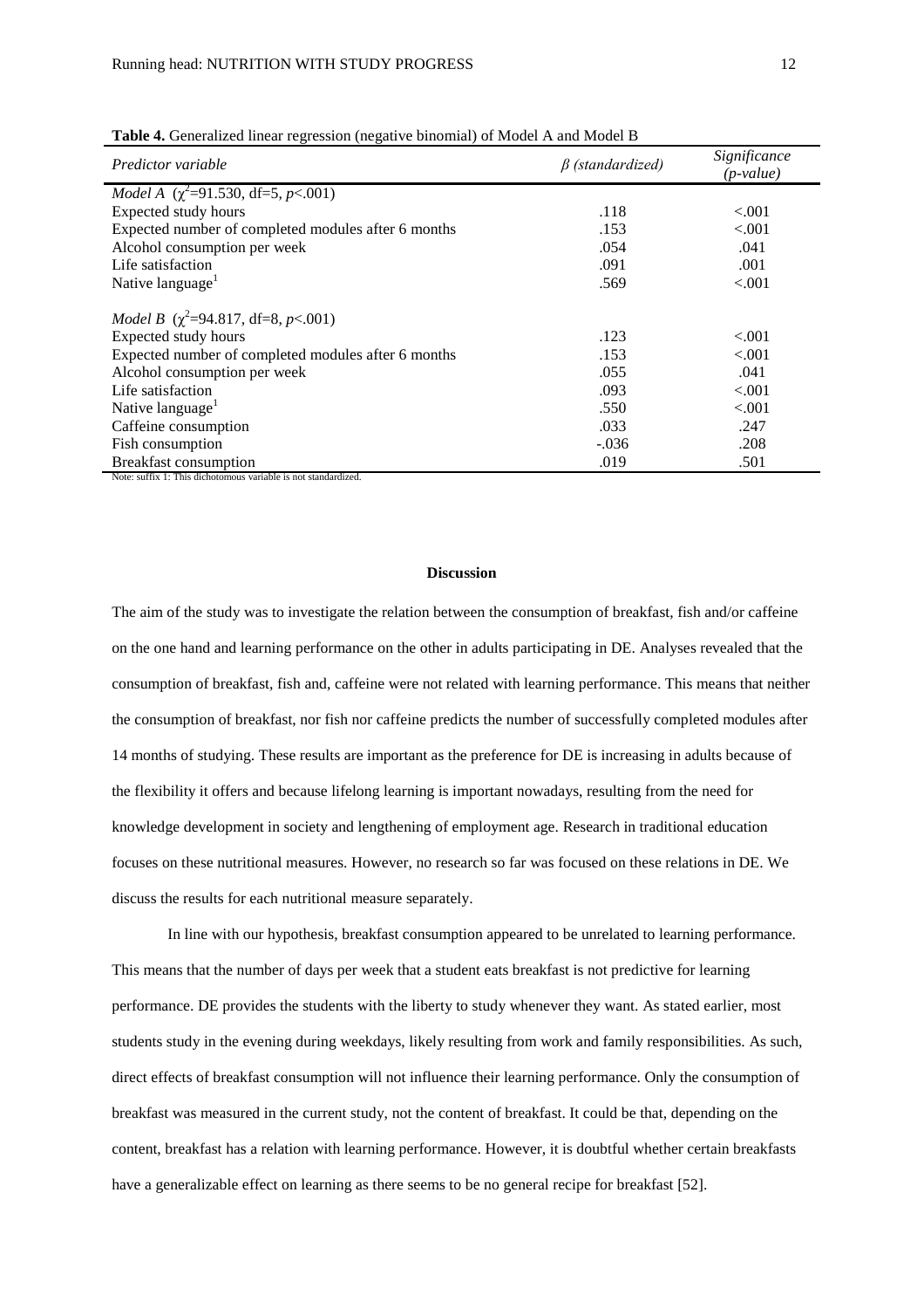**Table 4.** Generalized linear regression (negative binomial) of Model A and Model B

| *Predictor variable* | *β (standardized)* | *Significance (p-value)* |
|---|---|---|
| *Model A* ($\chi^2$=91.530, df=5, $p$<.001) | | |
| Expected study hours | .118 | <.001 |
| Expected number of completed modules after 6 months | .153 | <.001 |
| Alcohol consumption per week | .054 | .041 |
| Life satisfaction | .091 | .001 |
| Native language[1] | .569 | <.001 |
| *Model B* ($\chi^2$=94.817, df=8, $p$<.001) | | |
| Expected study hours | .123 | <.001 |
| Expected number of completed modules after 6 months | .153 | <.001 |
| Alcohol consumption per week | .055 | .041 |
| Life satisfaction | .093 | <.001 |
| Native language[1] | .550 | <.001 |
| Caffeine consumption | .033 | .247 |
| Fish consumption | -.036 | .208 |
| Breakfast consumption | .019 | .501 |

Note: suffix 1: This dichotomous variable is not standardized.

## Discussion

The aim of the study was to investigate the relation between the consumption of breakfast, fish and/or caffeine on the one hand and learning performance on the other in adults participating in DE. Analyses revealed that the consumption of breakfast, fish and, caffeine were not related with learning performance. This means that neither the consumption of breakfast, nor fish nor caffeine predicts the number of successfully completed modules after 14 months of studying. These results are important as the preference for DE is increasing in adults because of the flexibility it offers and because lifelong learning is important nowadays, resulting from the need for knowledge development in society and lengthening of employment age. Research in traditional education focuses on these nutritional measures. However, no research so far was focused on these relations in DE. We discuss the results for each nutritional measure separately.

In line with our hypothesis, breakfast consumption appeared to be unrelated to learning performance. This means that the number of days per week that a student eats breakfast is not predictive for learning performance. DE provides the students with the liberty to study whenever they want. As stated earlier, most students study in the evening during weekdays, likely resulting from work and family responsibilities. As such, direct effects of breakfast consumption will not influence their learning performance. Only the consumption of breakfast was measured in the current study, not the content of breakfast. It could be that, depending on the content, breakfast has a relation with learning performance. However, it is doubtful whether certain breakfasts have a generalizable effect on learning as there seems to be no general recipe for breakfast [52].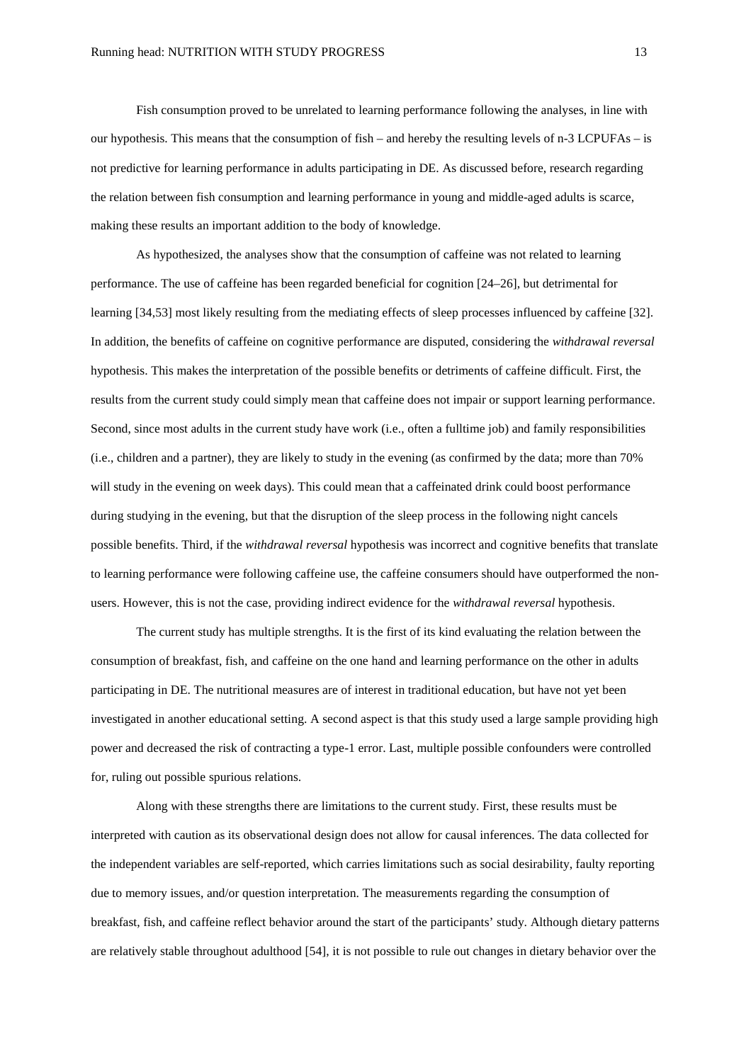Fish consumption proved to be unrelated to learning performance following the analyses, in line with our hypothesis. This means that the consumption of fish – and hereby the resulting levels of n-3 LCPUFAs – is not predictive for learning performance in adults participating in DE. As discussed before, research regarding the relation between fish consumption and learning performance in young and middle-aged adults is scarce, making these results an important addition to the body of knowledge.

As hypothesized, the analyses show that the consumption of caffeine was not related to learning performance. The use of caffeine has been regarded beneficial for cognition [24–26], but detrimental for learning [34,53] most likely resulting from the mediating effects of sleep processes influenced by caffeine [32]. In addition, the benefits of caffeine on cognitive performance are disputed, considering the *withdrawal reversal* hypothesis. This makes the interpretation of the possible benefits or detriments of caffeine difficult. First, the results from the current study could simply mean that caffeine does not impair or support learning performance. Second, since most adults in the current study have work (i.e., often a fulltime job) and family responsibilities (i.e., children and a partner), they are likely to study in the evening (as confirmed by the data; more than 70% will study in the evening on week days). This could mean that a caffeinated drink could boost performance during studying in the evening, but that the disruption of the sleep process in the following night cancels possible benefits. Third, if the *withdrawal reversal* hypothesis was incorrect and cognitive benefits that translate to learning performance were following caffeine use, the caffeine consumers should have outperformed the non-users. However, this is not the case, providing indirect evidence for the *withdrawal reversal* hypothesis.

The current study has multiple strengths. It is the first of its kind evaluating the relation between the consumption of breakfast, fish, and caffeine on the one hand and learning performance on the other in adults participating in DE. The nutritional measures are of interest in traditional education, but have not yet been investigated in another educational setting. A second aspect is that this study used a large sample providing high power and decreased the risk of contracting a type-1 error. Last, multiple possible confounders were controlled for, ruling out possible spurious relations.

Along with these strengths there are limitations to the current study. First, these results must be interpreted with caution as its observational design does not allow for causal inferences. The data collected for the independent variables are self-reported, which carries limitations such as social desirability, faulty reporting due to memory issues, and/or question interpretation. The measurements regarding the consumption of breakfast, fish, and caffeine reflect behavior around the start of the participants' study. Although dietary patterns are relatively stable throughout adulthood [54], it is not possible to rule out changes in dietary behavior over the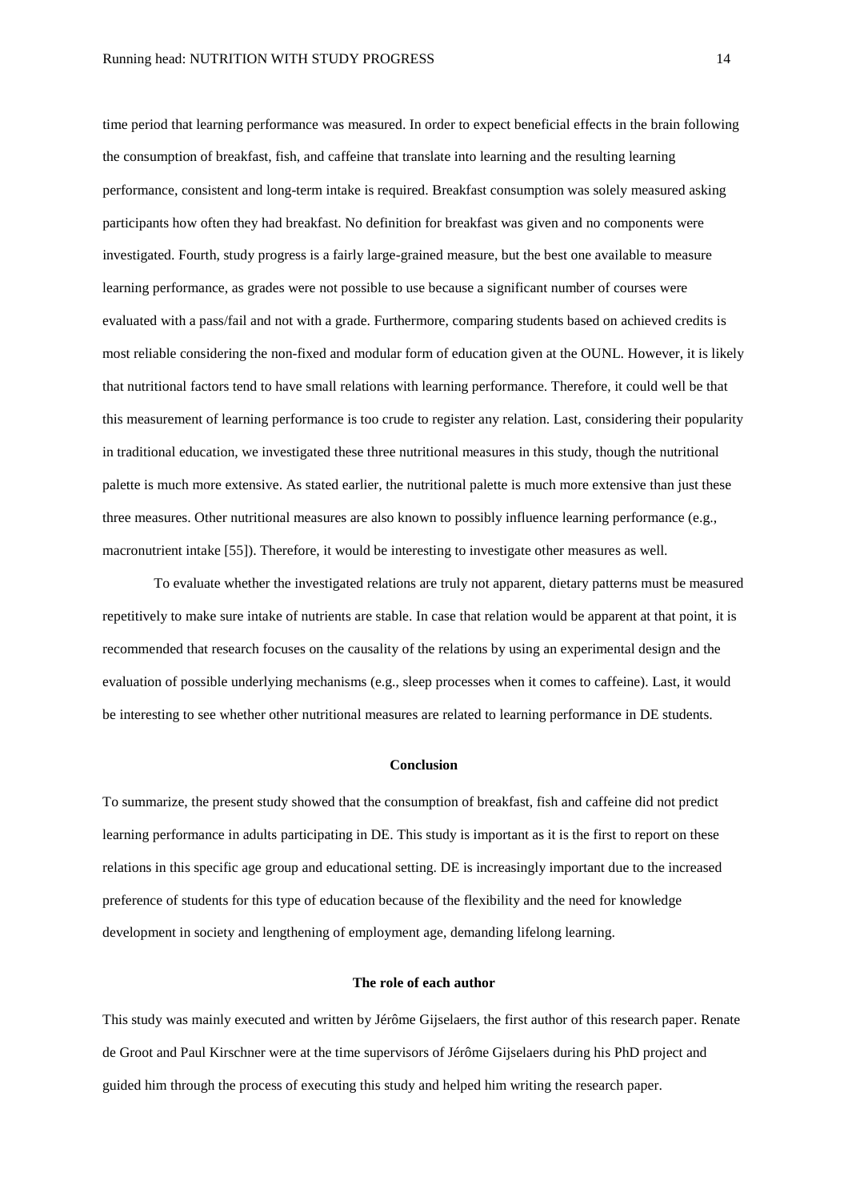time period that learning performance was measured. In order to expect beneficial effects in the brain following the consumption of breakfast, fish, and caffeine that translate into learning and the resulting learning performance, consistent and long-term intake is required. Breakfast consumption was solely measured asking participants how often they had breakfast. No definition for breakfast was given and no components were investigated. Fourth, study progress is a fairly large-grained measure, but the best one available to measure learning performance, as grades were not possible to use because a significant number of courses were evaluated with a pass/fail and not with a grade. Furthermore, comparing students based on achieved credits is most reliable considering the non-fixed and modular form of education given at the OUNL. However, it is likely that nutritional factors tend to have small relations with learning performance. Therefore, it could well be that this measurement of learning performance is too crude to register any relation. Last, considering their popularity in traditional education, we investigated these three nutritional measures in this study, though the nutritional palette is much more extensive. As stated earlier, the nutritional palette is much more extensive than just these three measures. Other nutritional measures are also known to possibly influence learning performance (e.g., macronutrient intake [55]). Therefore, it would be interesting to investigate other measures as well.

To evaluate whether the investigated relations are truly not apparent, dietary patterns must be measured repetitively to make sure intake of nutrients are stable. In case that relation would be apparent at that point, it is recommended that research focuses on the causality of the relations by using an experimental design and the evaluation of possible underlying mechanisms (e.g., sleep processes when it comes to caffeine). Last, it would be interesting to see whether other nutritional measures are related to learning performance in DE students.

## Conclusion

To summarize, the present study showed that the consumption of breakfast, fish and caffeine did not predict learning performance in adults participating in DE. This study is important as it is the first to report on these relations in this specific age group and educational setting. DE is increasingly important due to the increased preference of students for this type of education because of the flexibility and the need for knowledge development in society and lengthening of employment age, demanding lifelong learning.

## The role of each author

This study was mainly executed and written by Jérôme Gijselaers, the first author of this research paper. Renate de Groot and Paul Kirschner were at the time supervisors of Jérôme Gijselaers during his PhD project and guided him through the process of executing this study and helped him writing the research paper.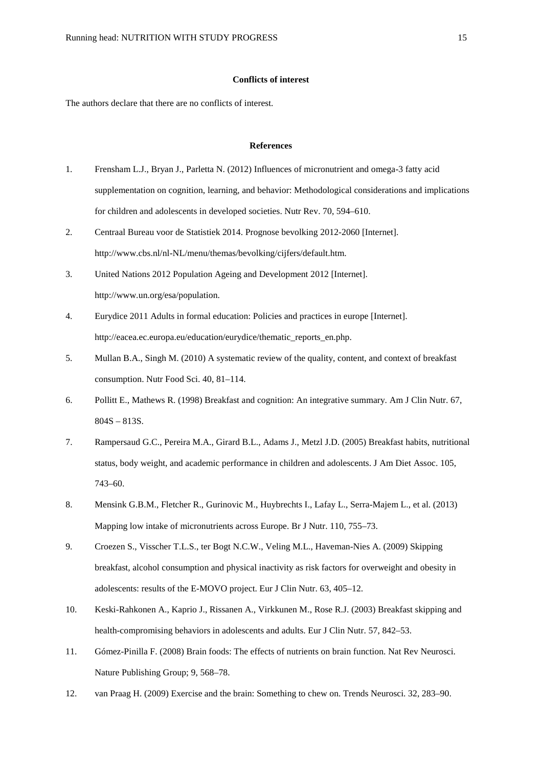## Conflicts of interest

The authors declare that there are no conflicts of interest.

## References

1. Frensham L.J., Bryan J., Parletta N. (2012) Influences of micronutrient and omega-3 fatty acid supplementation on cognition, learning, and behavior: Methodological considerations and implications for children and adolescents in developed societies. Nutr Rev. 70, 594–610.
2. Centraal Bureau voor de Statistiek 2014. Prognose bevolking 2012-2060 [Internet]. http://www.cbs.nl/nl-NL/menu/themas/bevolking/cijfers/default.htm.
3. United Nations 2012 Population Ageing and Development 2012 [Internet]. http://www.un.org/esa/population.
4. Eurydice 2011 Adults in formal education: Policies and practices in europe [Internet]. http://eacea.ec.europa.eu/education/eurydice/thematic_reports_en.php.
5. Mullan B.A., Singh M. (2010) A systematic review of the quality, content, and context of breakfast consumption. Nutr Food Sci. 40, 81–114.
6. Pollitt E., Mathews R. (1998) Breakfast and cognition: An integrative summary. Am J Clin Nutr. 67, 804S – 813S.
7. Rampersaud G.C., Pereira M.A., Girard B.L., Adams J., Metzl J.D. (2005) Breakfast habits, nutritional status, body weight, and academic performance in children and adolescents. J Am Diet Assoc. 105, 743–60.
8. Mensink G.B.M., Fletcher R., Gurinovic M., Huybrechts I., Lafay L., Serra-Majem L., et al. (2013) Mapping low intake of micronutrients across Europe. Br J Nutr. 110, 755–73.
9. Croezen S., Visscher T.L.S., ter Bogt N.C.W., Veling M.L., Haveman-Nies A. (2009) Skipping breakfast, alcohol consumption and physical inactivity as risk factors for overweight and obesity in adolescents: results of the E-MOVO project. Eur J Clin Nutr. 63, 405–12.
10. Keski-Rahkonen A., Kaprio J., Rissanen A., Virkkunen M., Rose R.J. (2003) Breakfast skipping and health-compromising behaviors in adolescents and adults. Eur J Clin Nutr. 57, 842–53.
11. Gómez-Pinilla F. (2008) Brain foods: The effects of nutrients on brain function. Nat Rev Neurosci. Nature Publishing Group; 9, 568–78.
12. van Praag H. (2009) Exercise and the brain: Something to chew on. Trends Neurosci. 32, 283–90.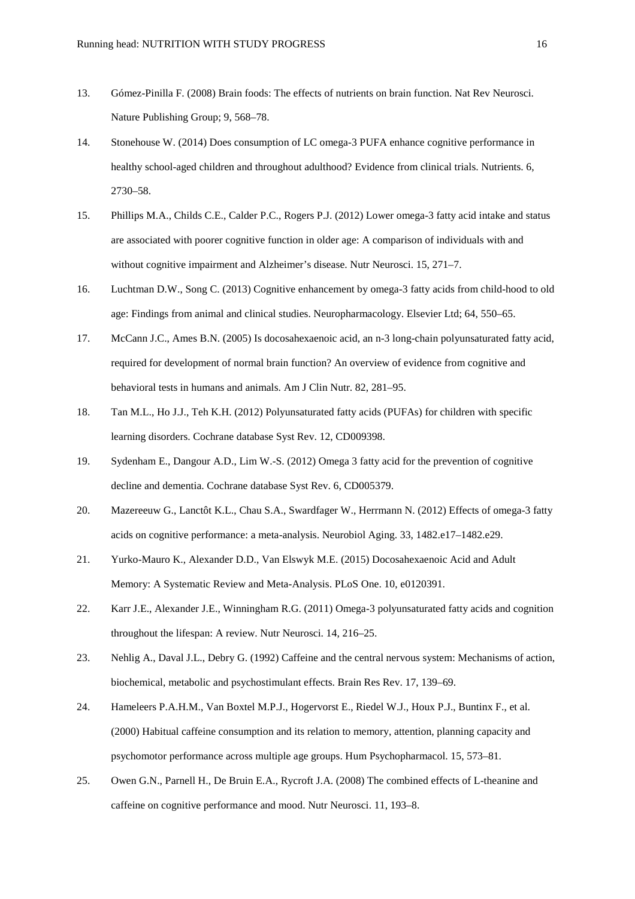13. Gómez-Pinilla F. (2008) Brain foods: The effects of nutrients on brain function. Nat Rev Neurosci. Nature Publishing Group; 9, 568–78.
14. Stonehouse W. (2014) Does consumption of LC omega-3 PUFA enhance cognitive performance in healthy school-aged children and throughout adulthood? Evidence from clinical trials. Nutrients. 6, 2730–58.
15. Phillips M.A., Childs C.E., Calder P.C., Rogers P.J. (2012) Lower omega-3 fatty acid intake and status are associated with poorer cognitive function in older age: A comparison of individuals with and without cognitive impairment and Alzheimer's disease. Nutr Neurosci. 15, 271–7.
16. Luchtman D.W., Song C. (2013) Cognitive enhancement by omega-3 fatty acids from child-hood to old age: Findings from animal and clinical studies. Neuropharmacology. Elsevier Ltd; 64, 550–65.
17. McCann J.C., Ames B.N. (2005) Is docosahexaenoic acid, an n-3 long-chain polyunsaturated fatty acid, required for development of normal brain function? An overview of evidence from cognitive and behavioral tests in humans and animals. Am J Clin Nutr. 82, 281–95.
18. Tan M.L., Ho J.J., Teh K.H. (2012) Polyunsaturated fatty acids (PUFAs) for children with specific learning disorders. Cochrane database Syst Rev. 12, CD009398.
19. Sydenham E., Dangour A.D., Lim W.-S. (2012) Omega 3 fatty acid for the prevention of cognitive decline and dementia. Cochrane database Syst Rev. 6, CD005379.
20. Mazereeuw G., Lanctôt K.L., Chau S.A., Swardfager W., Herrmann N. (2012) Effects of omega-3 fatty acids on cognitive performance: a meta-analysis. Neurobiol Aging. 33, 1482.e17–1482.e29.
21. Yurko-Mauro K., Alexander D.D., Van Elswyk M.E. (2015) Docosahexaenoic Acid and Adult Memory: A Systematic Review and Meta-Analysis. PLoS One. 10, e0120391.
22. Karr J.E., Alexander J.E., Winningham R.G. (2011) Omega-3 polyunsaturated fatty acids and cognition throughout the lifespan: A review. Nutr Neurosci. 14, 216–25.
23. Nehlig A., Daval J.L., Debry G. (1992) Caffeine and the central nervous system: Mechanisms of action, biochemical, metabolic and psychostimulant effects. Brain Res Rev. 17, 139–69.
24. Hameleers P.A.H.M., Van Boxtel M.P.J., Hogervorst E., Riedel W.J., Houx P.J., Buntinx F., et al. (2000) Habitual caffeine consumption and its relation to memory, attention, planning capacity and psychomotor performance across multiple age groups. Hum Psychopharmacol. 15, 573–81.
25. Owen G.N., Parnell H., De Bruin E.A., Rycroft J.A. (2008) The combined effects of L-theanine and caffeine on cognitive performance and mood. Nutr Neurosci. 11, 193–8.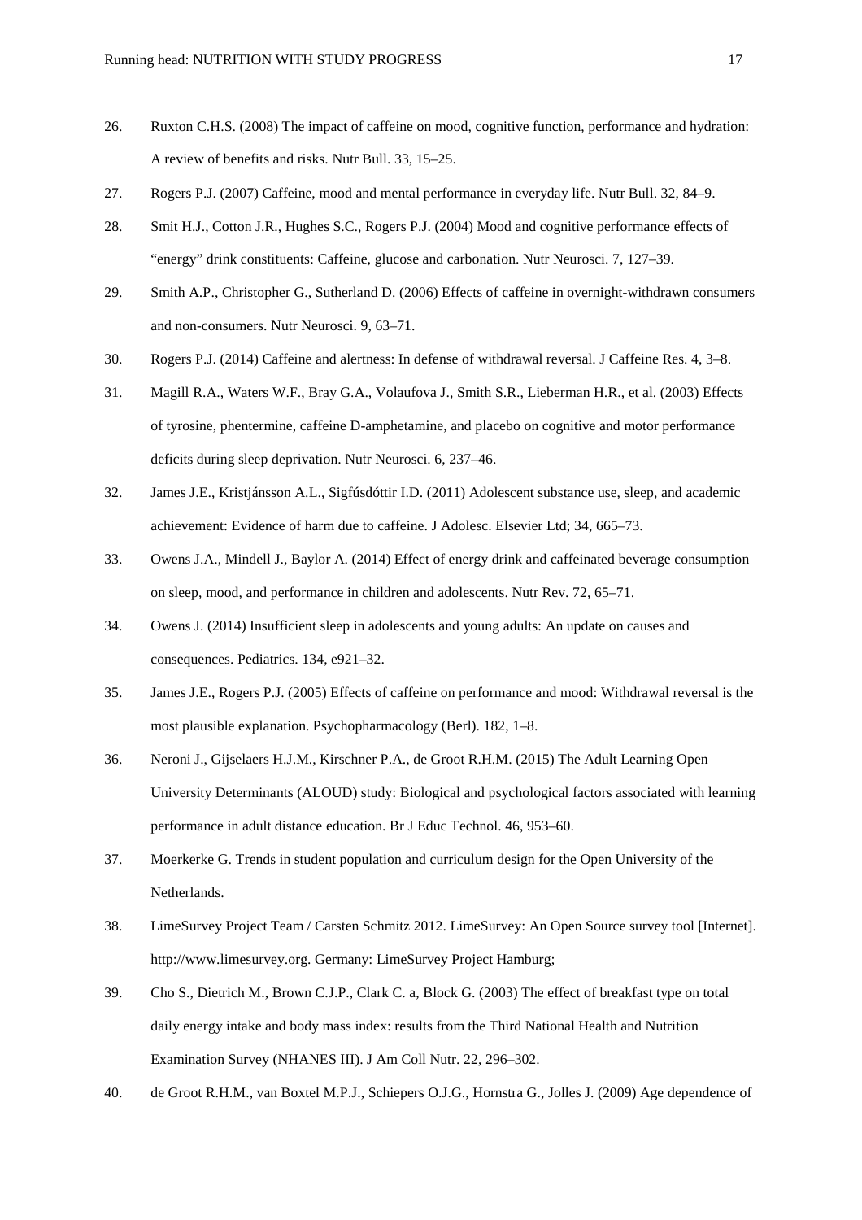26. Ruxton C.H.S. (2008) The impact of caffeine on mood, cognitive function, performance and hydration: A review of benefits and risks. Nutr Bull. 33, 15–25.
27. Rogers P.J. (2007) Caffeine, mood and mental performance in everyday life. Nutr Bull. 32, 84–9.
28. Smit H.J., Cotton J.R., Hughes S.C., Rogers P.J. (2004) Mood and cognitive performance effects of "energy" drink constituents: Caffeine, glucose and carbonation. Nutr Neurosci. 7, 127–39.
29. Smith A.P., Christopher G., Sutherland D. (2006) Effects of caffeine in overnight-withdrawn consumers and non-consumers. Nutr Neurosci. 9, 63–71.
30. Rogers P.J. (2014) Caffeine and alertness: In defense of withdrawal reversal. J Caffeine Res. 4, 3–8.
31. Magill R.A., Waters W.F., Bray G.A., Volaufova J., Smith S.R., Lieberman H.R., et al. (2003) Effects of tyrosine, phentermine, caffeine D-amphetamine, and placebo on cognitive and motor performance deficits during sleep deprivation. Nutr Neurosci. 6, 237–46.
32. James J.E., Kristjánsson A.L., Sigfúsdóttir I.D. (2011) Adolescent substance use, sleep, and academic achievement: Evidence of harm due to caffeine. J Adolesc. Elsevier Ltd; 34, 665–73.
33. Owens J.A., Mindell J., Baylor A. (2014) Effect of energy drink and caffeinated beverage consumption on sleep, mood, and performance in children and adolescents. Nutr Rev. 72, 65–71.
34. Owens J. (2014) Insufficient sleep in adolescents and young adults: An update on causes and consequences. Pediatrics. 134, e921–32.
35. James J.E., Rogers P.J. (2005) Effects of caffeine on performance and mood: Withdrawal reversal is the most plausible explanation. Psychopharmacology (Berl). 182, 1–8.
36. Neroni J., Gijselaers H.J.M., Kirschner P.A., de Groot R.H.M. (2015) The Adult Learning Open University Determinants (ALOUD) study: Biological and psychological factors associated with learning performance in adult distance education. Br J Educ Technol. 46, 953–60.
37. Moerkerke G. Trends in student population and curriculum design for the Open University of the Netherlands.
38. LimeSurvey Project Team / Carsten Schmitz 2012. LimeSurvey: An Open Source survey tool [Internet]. http://www.limesurvey.org. Germany: LimeSurvey Project Hamburg;
39. Cho S., Dietrich M., Brown C.J.P., Clark C. a, Block G. (2003) The effect of breakfast type on total daily energy intake and body mass index: results from the Third National Health and Nutrition Examination Survey (NHANES III). J Am Coll Nutr. 22, 296–302.
40. de Groot R.H.M., van Boxtel M.P.J., Schiepers O.J.G., Hornstra G., Jolles J. (2009) Age dependence of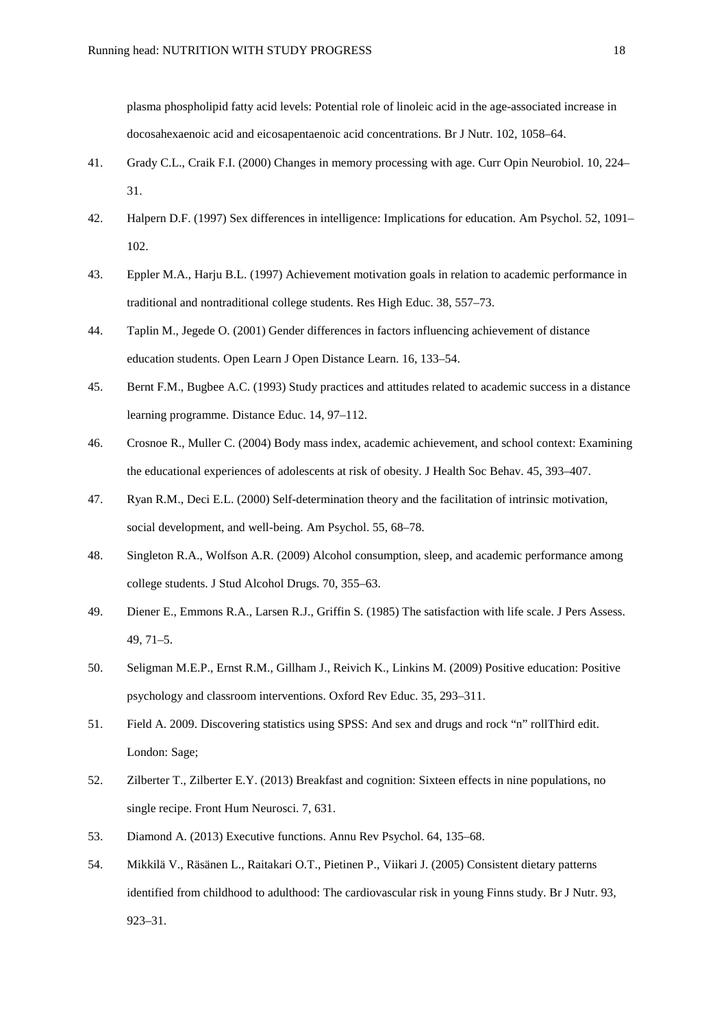plasma phospholipid fatty acid levels: Potential role of linoleic acid in the age-associated increase in docosahexaenoic acid and eicosapentaenoic acid concentrations. Br J Nutr. 102, 1058–64.

41. Grady C.L., Craik F.I. (2000) Changes in memory processing with age. Curr Opin Neurobiol. 10, 224–31.
42. Halpern D.F. (1997) Sex differences in intelligence: Implications for education. Am Psychol. 52, 1091–102.
43. Eppler M.A., Harju B.L. (1997) Achievement motivation goals in relation to academic performance in traditional and nontraditional college students. Res High Educ. 38, 557–73.
44. Taplin M., Jegede O. (2001) Gender differences in factors influencing achievement of distance education students. Open Learn J Open Distance Learn. 16, 133–54.
45. Bernt F.M., Bugbee A.C. (1993) Study practices and attitudes related to academic success in a distance learning programme. Distance Educ. 14, 97–112.
46. Crosnoe R., Muller C. (2004) Body mass index, academic achievement, and school context: Examining the educational experiences of adolescents at risk of obesity. J Health Soc Behav. 45, 393–407.
47. Ryan R.M., Deci E.L. (2000) Self-determination theory and the facilitation of intrinsic motivation, social development, and well-being. Am Psychol. 55, 68–78.
48. Singleton R.A., Wolfson A.R. (2009) Alcohol consumption, sleep, and academic performance among college students. J Stud Alcohol Drugs. 70, 355–63.
49. Diener E., Emmons R.A., Larsen R.J., Griffin S. (1985) The satisfaction with life scale. J Pers Assess. 49, 71–5.
50. Seligman M.E.P., Ernst R.M., Gillham J., Reivich K., Linkins M. (2009) Positive education: Positive psychology and classroom interventions. Oxford Rev Educ. 35, 293–311.
51. Field A. 2009. Discovering statistics using SPSS: And sex and drugs and rock "n" rollThird edit. London: Sage;
52. Zilberter T., Zilberter E.Y. (2013) Breakfast and cognition: Sixteen effects in nine populations, no single recipe. Front Hum Neurosci. 7, 631.
53. Diamond A. (2013) Executive functions. Annu Rev Psychol. 64, 135–68.
54. Mikkilä V., Räsänen L., Raitakari O.T., Pietinen P., Viikari J. (2005) Consistent dietary patterns identified from childhood to adulthood: The cardiovascular risk in young Finns study. Br J Nutr. 93, 923–31.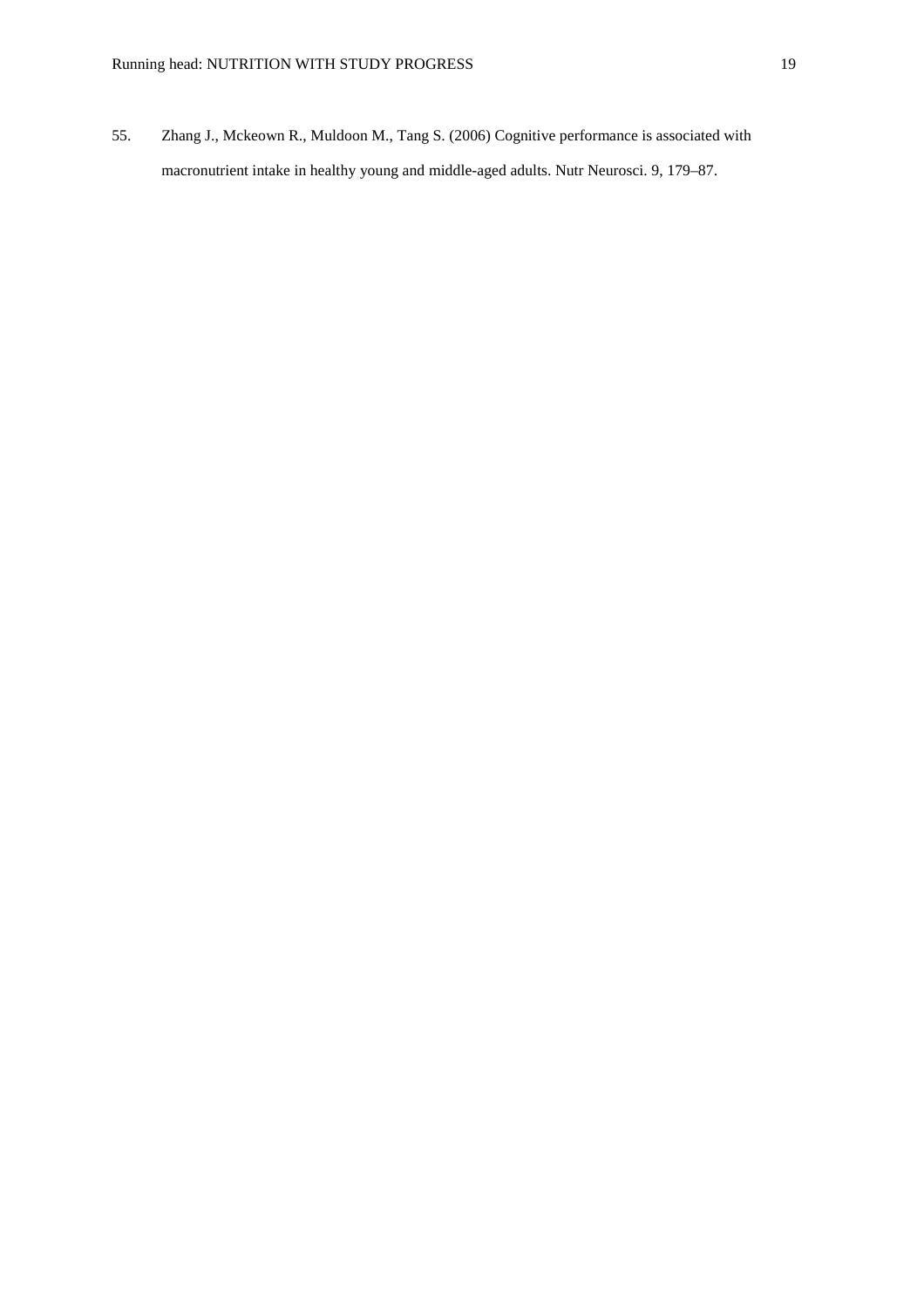55. Zhang J., Mckeown R., Muldoon M., Tang S. (2006) Cognitive performance is associated with macronutrient intake in healthy young and middle-aged adults. Nutr Neurosci. 9, 179–87.